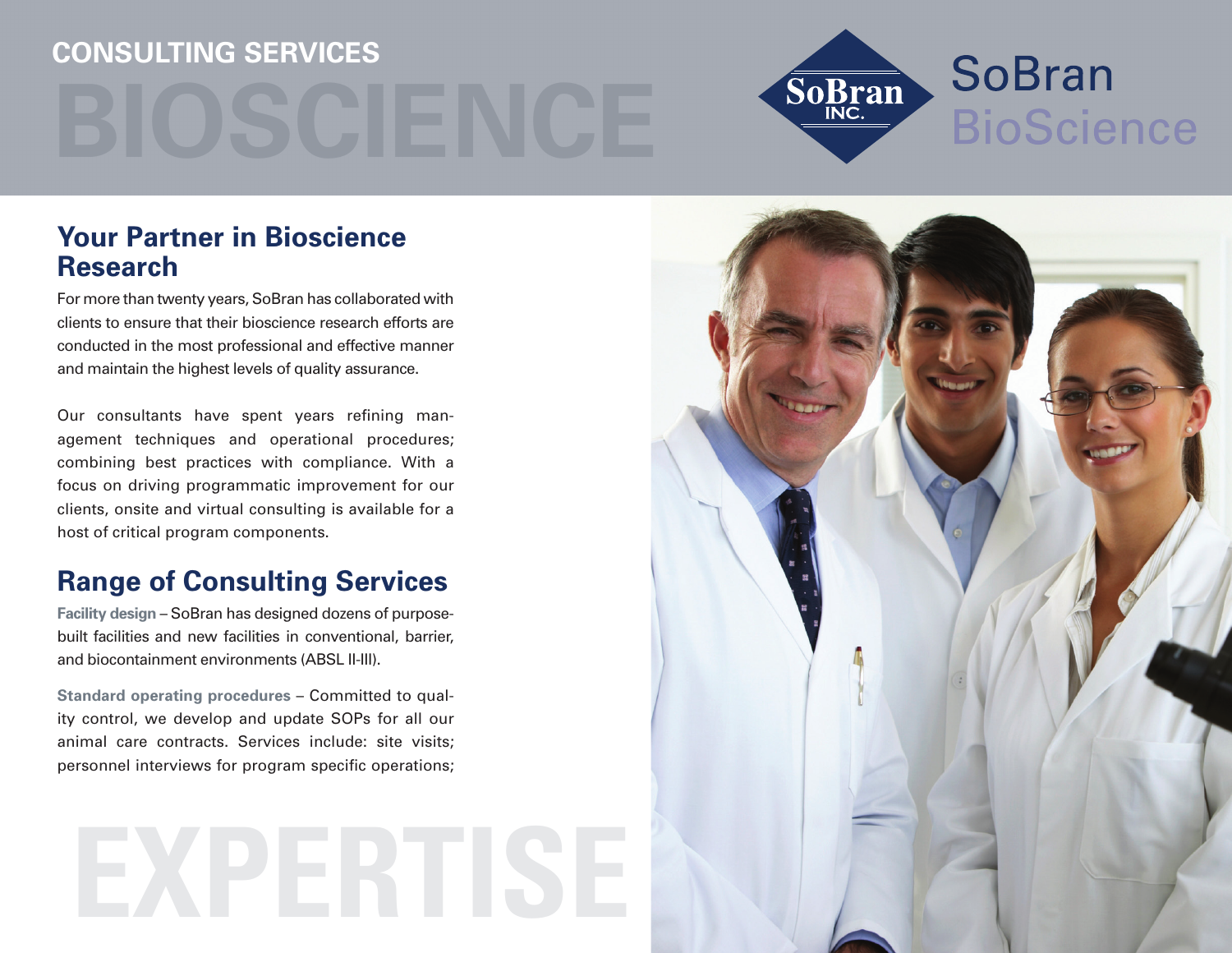# CONSULTING SERVICES

# BIOSCIENCE

SoBran INC.

SoBran BioScience

## Your Partner in Bioscience Research

For more than twenty years, SoBran has collaborated with clients to ensure that their bioscience research efforts are conducted in the most professional and effective manner and maintain the highest levels of quality assurance.

Our consultants have spent years refining management techniques and operational procedures; combining best practices with compliance. With a focus on driving programmatic improvement for our clients, onsite and virtual consulting is available for a host of critical program components.

## Range of Consulting Services

**Facility design** – SoBran has designed dozens of purpose-built facilities and new facilities in conventional, barrier, and biocontainment environments (ABSL II-III).

**Standard operating procedures** – Committed to quality control, we develop and update SOPs for all our animal care contracts. Services include: site visits; personnel interviews for program specific operations;

EXPERTISE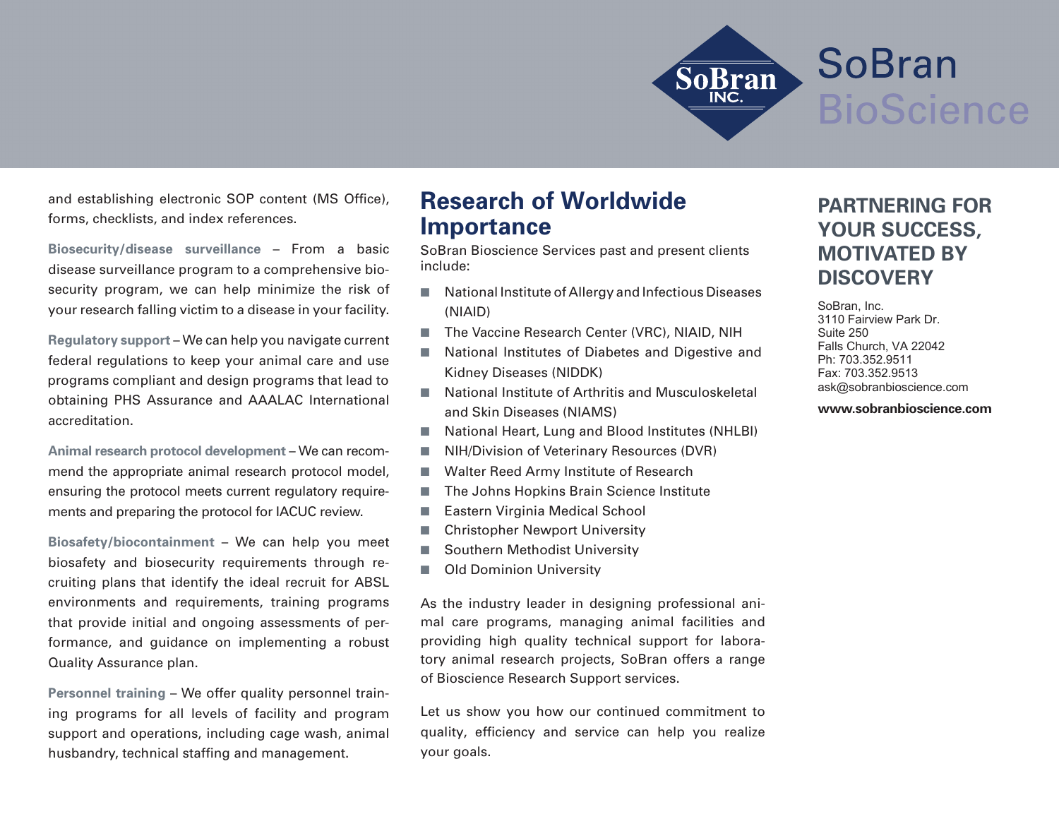# SoBran BioScience

and establishing electronic SOP content (MS Office), forms, checklists, and index references.

**Biosecurity/disease surveillance** – From a basic disease surveillance program to a comprehensive biosecurity program, we can help minimize the risk of your research falling victim to a disease in your facility.

**Regulatory support** – We can help you navigate current federal regulations to keep your animal care and use programs compliant and design programs that lead to obtaining PHS Assurance and AAALAC International accreditation.

**Animal research protocol development** – We can recommend the appropriate animal research protocol model, ensuring the protocol meets current regulatory requirements and preparing the protocol for IACUC review.

**Biosafety/biocontainment** – We can help you meet biosafety and biosecurity requirements through recruiting plans that identify the ideal recruit for ABSL environments and requirements, training programs that provide initial and ongoing assessments of performance, and guidance on implementing a robust Quality Assurance plan.

**Personnel training** – We offer quality personnel training programs for all levels of facility and program support and operations, including cage wash, animal husbandry, technical staffing and management.

## Research of Worldwide Importance

SoBran Bioscience Services past and present clients include:

- National Institute of Allergy and Infectious Diseases (NIAID)
- The Vaccine Research Center (VRC), NIAID, NIH
- National Institutes of Diabetes and Digestive and Kidney Diseases (NIDDK)
- National Institute of Arthritis and Musculoskeletal and Skin Diseases (NIAMS)
- National Heart, Lung and Blood Institutes (NHLBI)
- NIH/Division of Veterinary Resources (DVR)
- Walter Reed Army Institute of Research
- The Johns Hopkins Brain Science Institute
- Eastern Virginia Medical School
- Christopher Newport University
- Southern Methodist University
- Old Dominion University

As the industry leader in designing professional animal care programs, managing animal facilities and providing high quality technical support for laboratory animal research projects, SoBran offers a range of Bioscience Research Support services.

Let us show you how our continued commitment to quality, efficiency and service can help you realize your goals.

## PARTNERING FOR YOUR SUCCESS, MOTIVATED BY DISCOVERY

SoBran, Inc.
3110 Fairview Park Dr.
Suite 250
Falls Church, VA 22042
Ph: 703.352.9511
Fax: 703.352.9513
ask@sobranbioscience.com

**www.sobranbioscience.com**